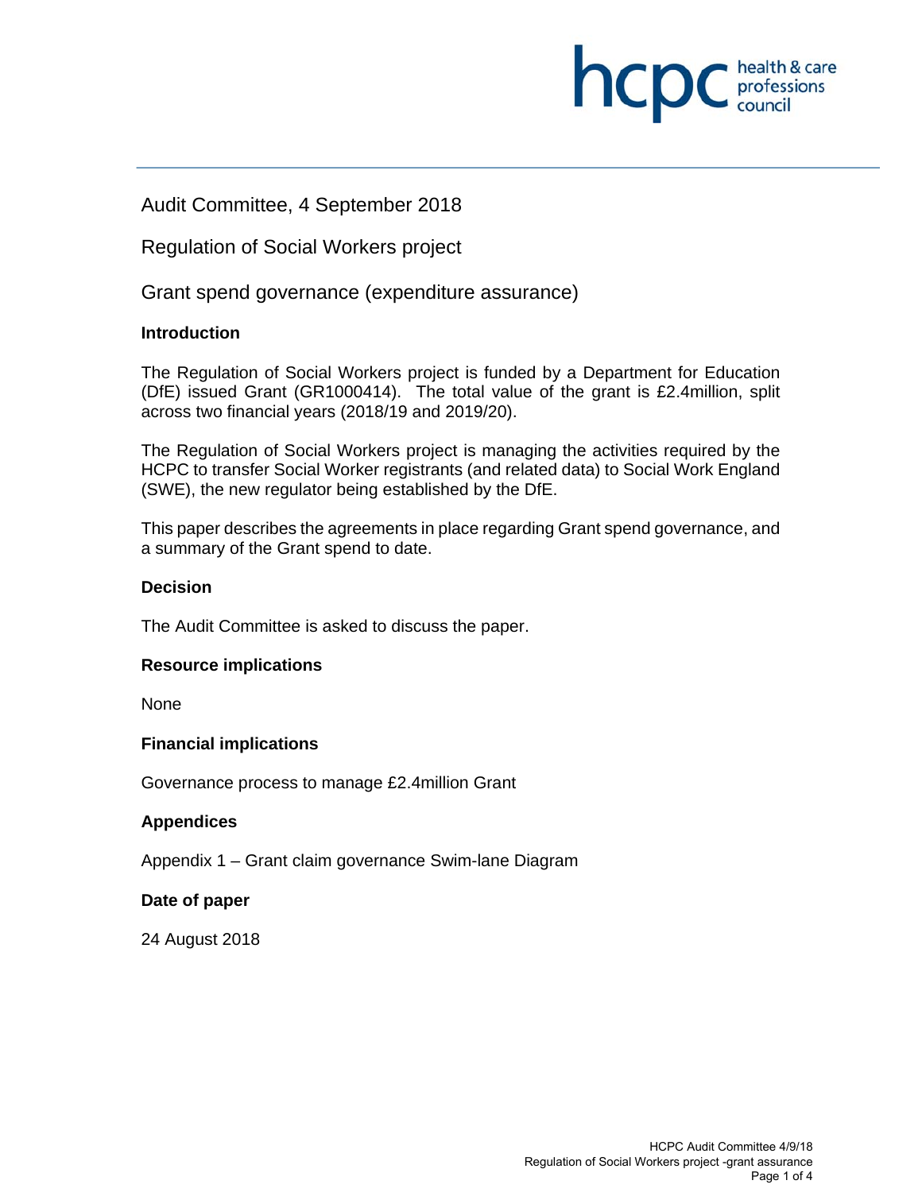Audit Committee, 4 September 2018

Regulation of Social Workers project

Grant spend governance (expenditure assurance)

### Introduction

The Regulation of Social Workers project is funded by a Department for Education (DfE) issued Grant (GR1000414). The total value of the grant is £2.4million, split across two financial years (2018/19 and 2019/20).

The Regulation of Social Workers project is managing the activities required by the HCPC to transfer Social Worker registrants (and related data) to Social Work England (SWE), the new regulator being established by the DfE.

This paper describes the agreements in place regarding Grant spend governance, and a summary of the Grant spend to date.

### Decision

The Audit Committee is asked to discuss the paper.

### Resource implications

None

### Financial implications

Governance process to manage £2.4million Grant

### Appendices

Appendix 1 – Grant claim governance Swim-lane Diagram

### Date of paper

24 August 2018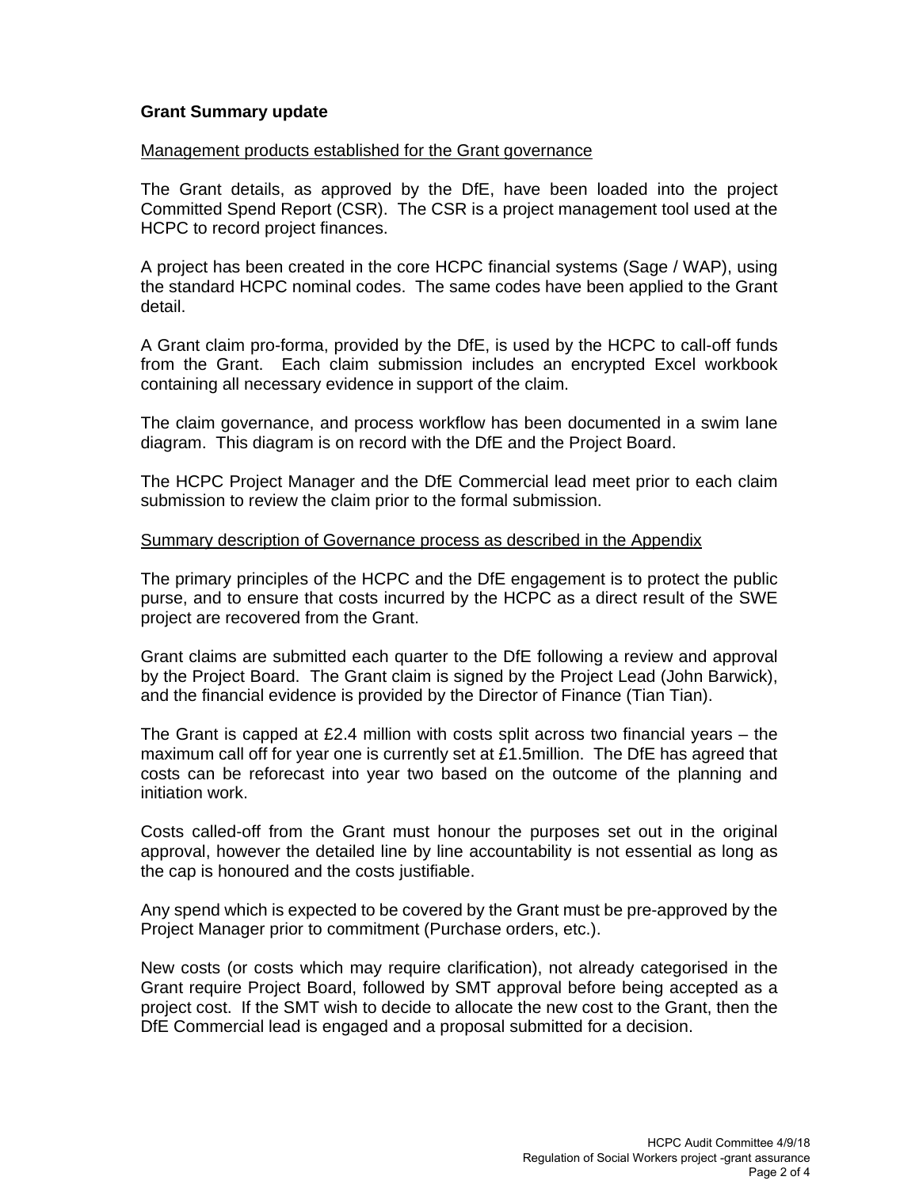**Grant Summary update**

Management products established for the Grant governance

The Grant details, as approved by the DfE, have been loaded into the project Committed Spend Report (CSR). The CSR is a project management tool used at the HCPC to record project finances.

A project has been created in the core HCPC financial systems (Sage / WAP), using the standard HCPC nominal codes. The same codes have been applied to the Grant detail.

A Grant claim pro-forma, provided by the DfE, is used by the HCPC to call-off funds from the Grant. Each claim submission includes an encrypted Excel workbook containing all necessary evidence in support of the claim.

The claim governance, and process workflow has been documented in a swim lane diagram. This diagram is on record with the DfE and the Project Board.

The HCPC Project Manager and the DfE Commercial lead meet prior to each claim submission to review the claim prior to the formal submission.

Summary description of Governance process as described in the Appendix

The primary principles of the HCPC and the DfE engagement is to protect the public purse, and to ensure that costs incurred by the HCPC as a direct result of the SWE project are recovered from the Grant.

Grant claims are submitted each quarter to the DfE following a review and approval by the Project Board. The Grant claim is signed by the Project Lead (John Barwick), and the financial evidence is provided by the Director of Finance (Tian Tian).

The Grant is capped at £2.4 million with costs split across two financial years – the maximum call off for year one is currently set at £1.5million. The DfE has agreed that costs can be reforecast into year two based on the outcome of the planning and initiation work.

Costs called-off from the Grant must honour the purposes set out in the original approval, however the detailed line by line accountability is not essential as long as the cap is honoured and the costs justifiable.

Any spend which is expected to be covered by the Grant must be pre-approved by the Project Manager prior to commitment (Purchase orders, etc.).

New costs (or costs which may require clarification), not already categorised in the Grant require Project Board, followed by SMT approval before being accepted as a project cost. If the SMT wish to decide to allocate the new cost to the Grant, then the DfE Commercial lead is engaged and a proposal submitted for a decision.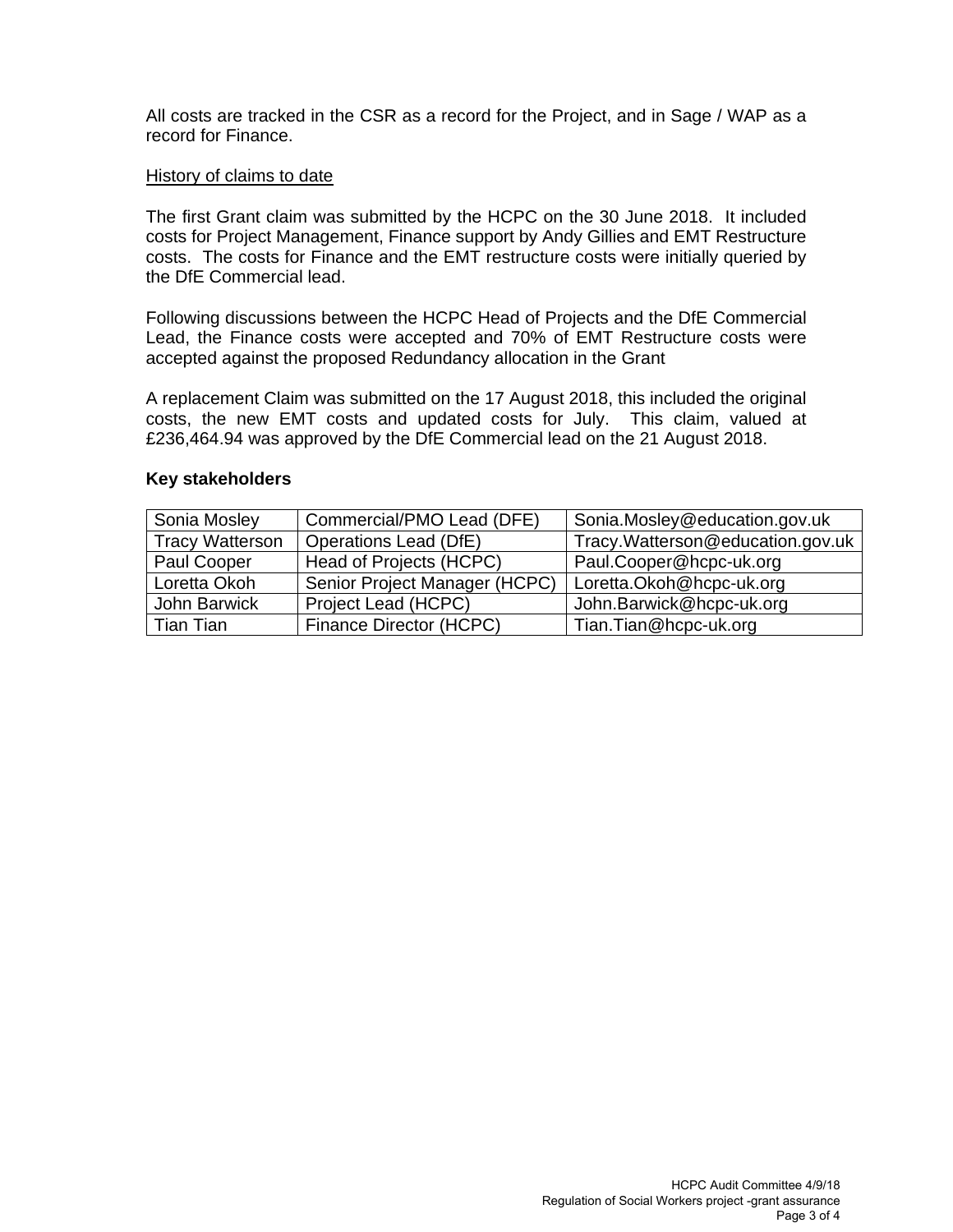All costs are tracked in the CSR as a record for the Project, and in Sage / WAP as a record for Finance.

History of claims to date

The first Grant claim was submitted by the HCPC on the 30 June 2018. It included costs for Project Management, Finance support by Andy Gillies and EMT Restructure costs. The costs for Finance and the EMT restructure costs were initially queried by the DfE Commercial lead.

Following discussions between the HCPC Head of Projects and the DfE Commercial Lead, the Finance costs were accepted and 70% of EMT Restructure costs were accepted against the proposed Redundancy allocation in the Grant

A replacement Claim was submitted on the 17 August 2018, this included the original costs, the new EMT costs and updated costs for July. This claim, valued at £236,464.94 was approved by the DfE Commercial lead on the 21 August 2018.

**Key stakeholders**

| | | |
|---|---|---|
| Sonia Mosley | Commercial/PMO Lead (DFE) | Sonia.Mosley@education.gov.uk |
| Tracy Watterson | Operations Lead (DfE) | Tracy.Watterson@education.gov.uk |
| Paul Cooper | Head of Projects (HCPC) | Paul.Cooper@hcpc-uk.org |
| Loretta Okoh | Senior Project Manager (HCPC) | Loretta.Okoh@hcpc-uk.org |
| John Barwick | Project Lead (HCPC) | John.Barwick@hcpc-uk.org |
| Tian Tian | Finance Director (HCPC) | Tian.Tian@hcpc-uk.org |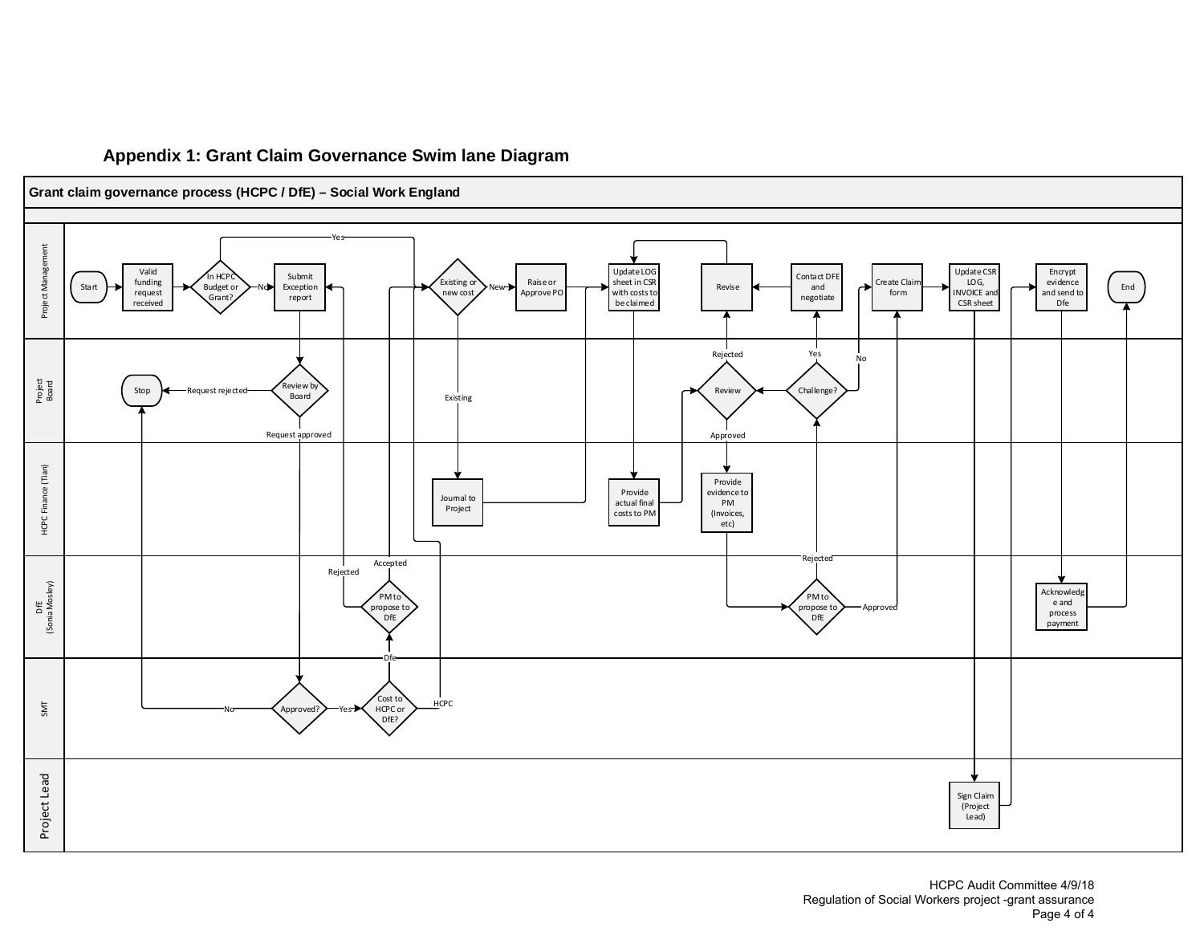### Appendix 1: Grant Claim Governance Swim lane Diagram

**Grant claim governance process (HCPC / DfE) – Social Work England**

Project Management

Start

Valid funding request received

In HCPC Budget or Grant?

Yes

No

Submit Exception report

Existing or new cost

New

Raise or Approve PO

Update LOG sheet in CSR with costs to be claimed

Revise

Contact DFE and negotiate

Create Claim form

Update CSR LOG, INVOICE and CSR sheet

Encrypt evidence and send to Dfe

End

Project Board

Stop

Request rejected

Review by Board

Request approved

Existing

Rejected

Review

Approved

Yes

Challenge?

No

HCPC Finance (Tian)

Journal to Project

Provide actual final costs to PM

Provide evidence to PM (Invoices, etc)

DfE (Sonia Mosley)

Rejected

Accepted

PM to propose to DfE

Rejected

PM to propose to DfE

Approved

Acknowledge and process payment

SMT

No

Approved?

Yes

Dfe

Cost to HCPC or DfE?

HCPC

Project Lead

Sign Claim (Project Lead)